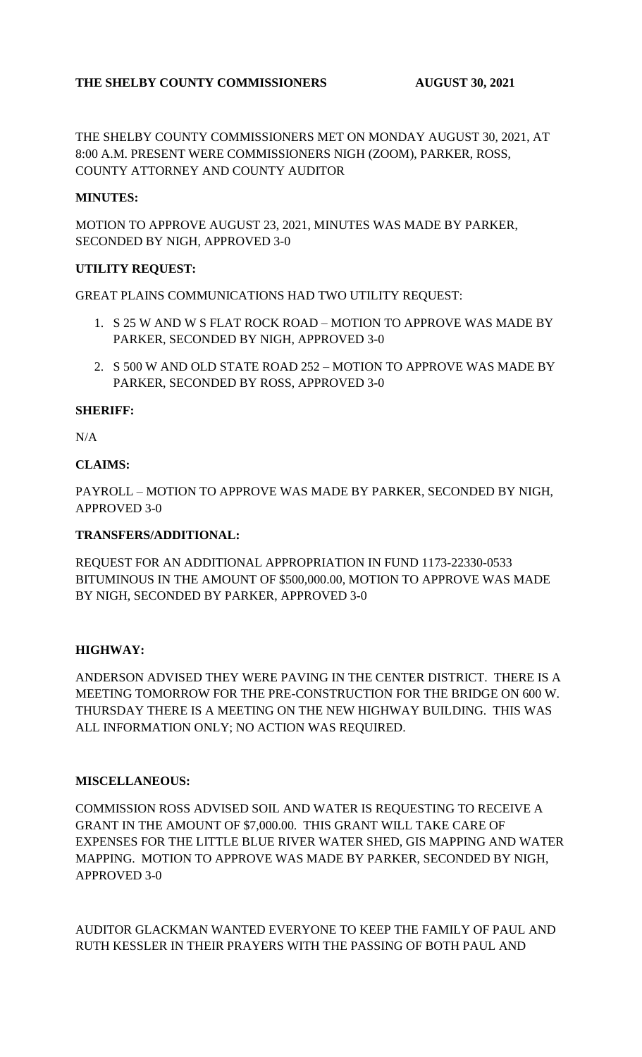**THE SHELBY COUNTY COMMISSIONERS AUGUST 30, 2021**

THE SHELBY COUNTY COMMISSIONERS MET ON MONDAY AUGUST 30, 2021, AT 8:00 A.M. PRESENT WERE COMMISSIONERS NIGH (ZOOM), PARKER, ROSS, COUNTY ATTORNEY AND COUNTY AUDITOR

**MINUTES:**

MOTION TO APPROVE AUGUST 23, 2021, MINUTES WAS MADE BY PARKER, SECONDED BY NIGH, APPROVED 3-0

**UTILITY REQUEST:**

GREAT PLAINS COMMUNICATIONS HAD TWO UTILITY REQUEST:

1. S 25 W AND W S FLAT ROCK ROAD – MOTION TO APPROVE WAS MADE BY PARKER, SECONDED BY NIGH, APPROVED 3-0
2. S 500 W AND OLD STATE ROAD 252 – MOTION TO APPROVE WAS MADE BY PARKER, SECONDED BY ROSS, APPROVED 3-0

**SHERIFF:**

N/A

**CLAIMS:**

PAYROLL – MOTION TO APPROVE WAS MADE BY PARKER, SECONDED BY NIGH, APPROVED 3-0

**TRANSFERS/ADDITIONAL:**

REQUEST FOR AN ADDITIONAL APPROPRIATION IN FUND 1173-22330-0533 BITUMINOUS IN THE AMOUNT OF $500,000.00, MOTION TO APPROVE WAS MADE BY NIGH, SECONDED BY PARKER, APPROVED 3-0

**HIGHWAY:**

ANDERSON ADVISED THEY WERE PAVING IN THE CENTER DISTRICT. THERE IS A MEETING TOMORROW FOR THE PRE-CONSTRUCTION FOR THE BRIDGE ON 600 W. THURSDAY THERE IS A MEETING ON THE NEW HIGHWAY BUILDING. THIS WAS ALL INFORMATION ONLY; NO ACTION WAS REQUIRED.

**MISCELLANEOUS:**

COMMISSION ROSS ADVISED SOIL AND WATER IS REQUESTING TO RECEIVE A GRANT IN THE AMOUNT OF $7,000.00. THIS GRANT WILL TAKE CARE OF EXPENSES FOR THE LITTLE BLUE RIVER WATER SHED, GIS MAPPING AND WATER MAPPING. MOTION TO APPROVE WAS MADE BY PARKER, SECONDED BY NIGH, APPROVED 3-0

AUDITOR GLACKMAN WANTED EVERYONE TO KEEP THE FAMILY OF PAUL AND RUTH KESSLER IN THEIR PRAYERS WITH THE PASSING OF BOTH PAUL AND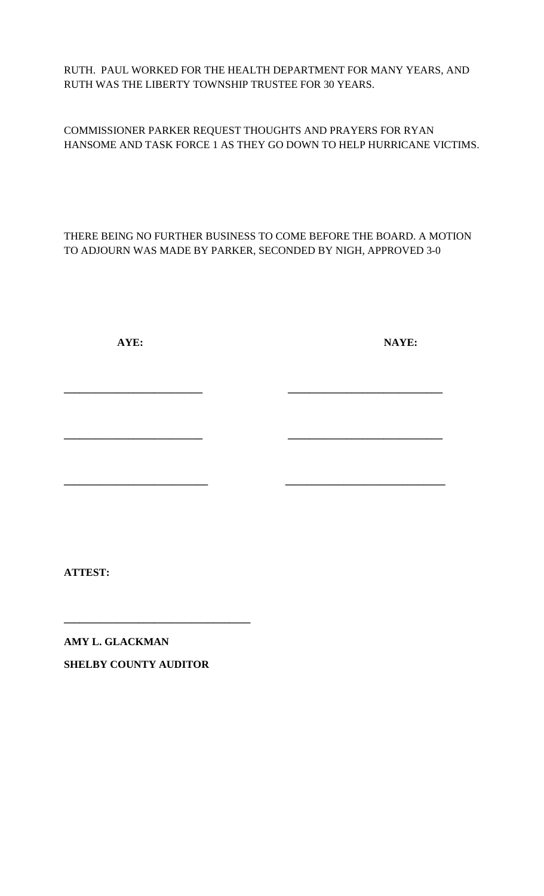RUTH. PAUL WORKED FOR THE HEALTH DEPARTMENT FOR MANY YEARS, AND RUTH WAS THE LIBERTY TOWNSHIP TRUSTEE FOR 30 YEARS.

COMMISSIONER PARKER REQUEST THOUGHTS AND PRAYERS FOR RYAN HANSOME AND TASK FORCE 1 AS THEY GO DOWN TO HELP HURRICANE VICTIMS.

THERE BEING NO FURTHER BUSINESS TO COME BEFORE THE BOARD. A MOTION TO ADJOURN WAS MADE BY PARKER, SECONDED BY NIGH, APPROVED 3-0

| **AYE:** | **NAYE:** |
| --- | --- |
| ________________________ | ___________________________ |
| ________________________ | ___________________________ |
| _________________________ | ____________________________ |

**ATTEST:**

________________________________

**AMY L. GLACKMAN**

**SHELBY COUNTY AUDITOR**